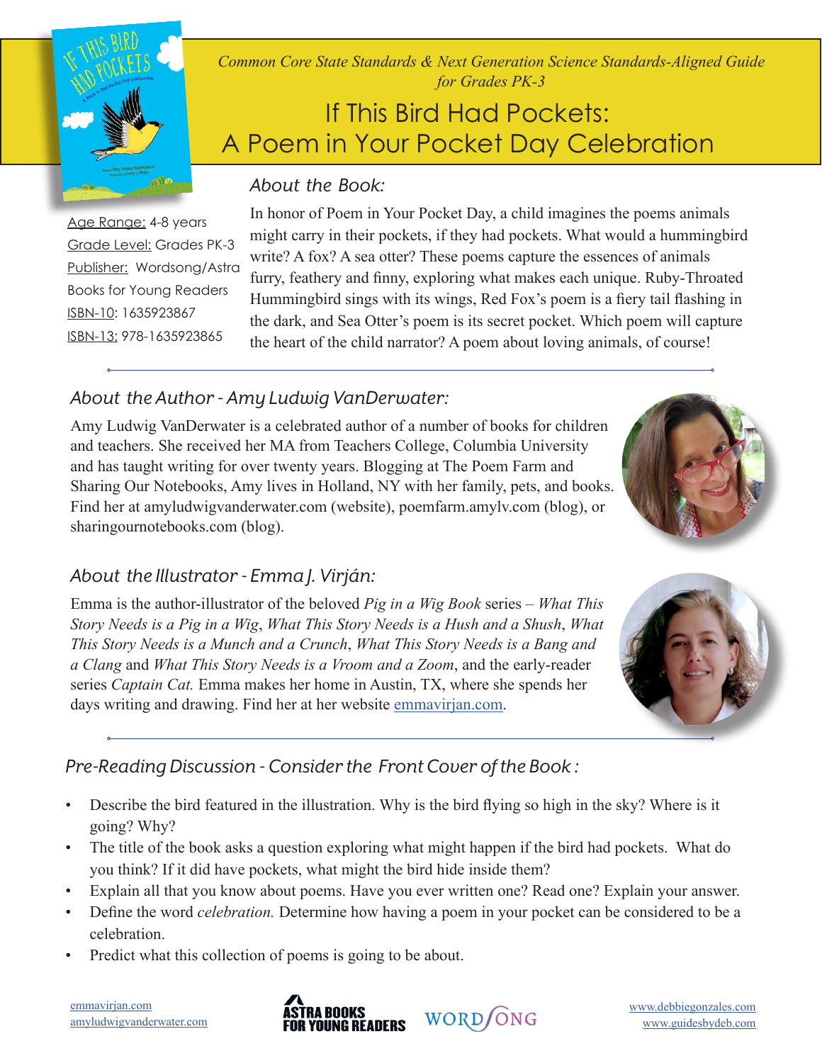*Common Core State Standards & Next Generation Science Standards-Aligned Guide for Grades PK-3*

# If This Bird Had Pockets: A Poem in Your Pocket Day Celebration

Age Range: 4-8 years
Grade Level: Grades PK-3
Publisher: Wordsong/Astra Books for Young Readers
ISBN-10: 1635923867
ISBN-13: 978-1635923865

## *About the Book:*

In honor of Poem in Your Pocket Day, a child imagines the poems animals might carry in their pockets, if they had pockets. What would a hummingbird write? A fox? A sea otter? These poems capture the essences of animals furry, feathery and finny, exploring what makes each unique. Ruby-Throated Hummingbird sings with its wings, Red Fox's poem is a fiery tail flashing in the dark, and Sea Otter's poem is its secret pocket. Which poem will capture the heart of the child narrator? A poem about loving animals, of course!

## *About the Author - Amy Ludwig VanDerwater:*

Amy Ludwig VanDerwater is a celebrated author of a number of books for children and teachers. She received her MA from Teachers College, Columbia University and has taught writing for over twenty years. Blogging at The Poem Farm and Sharing Our Notebooks, Amy lives in Holland, NY with her family, pets, and books. Find her at amyludwigvanderwater.com (website), poemfarm.amylv.com (blog), or sharingournotebooks.com (blog).

## *About the Illustrator - Emma J. Virján:*

Emma is the author-illustrator of the beloved *Pig in a Wig Book* series – *What This Story Needs is a Pig in a Wig*, *What This Story Needs is a Hush and a Shush*, *What This Story Needs is a Munch and a Crunch*, *What This Story Needs is a Bang and a Clang* and *What This Story Needs is a Vroom and a Zoom*, and the early-reader series *Captain Cat.* Emma makes her home in Austin, TX, where she spends her days writing and drawing. Find her at her website emmavirjan.com.

## *Pre-Reading Discussion - Consider the Front Cover of the Book :*

- Describe the bird featured in the illustration. Why is the bird flying so high in the sky? Where is it going? Why?
- The title of the book asks a question exploring what might happen if the bird had pockets. What do you think? If it did have pockets, what might the bird hide inside them?
- Explain all that you know about poems. Have you ever written one? Read one? Explain your answer.
- Define the word *celebration.* Determine how having a poem in your pocket can be considered to be a celebration.
- Predict what this collection of poems is going to be about.

emmavirjan.com
amyludwigvanderwater.com

ASTRA BOOKS FOR YOUNG READERS WORDSONG

www.debbiegonzales.com
www.guidesbydeb.com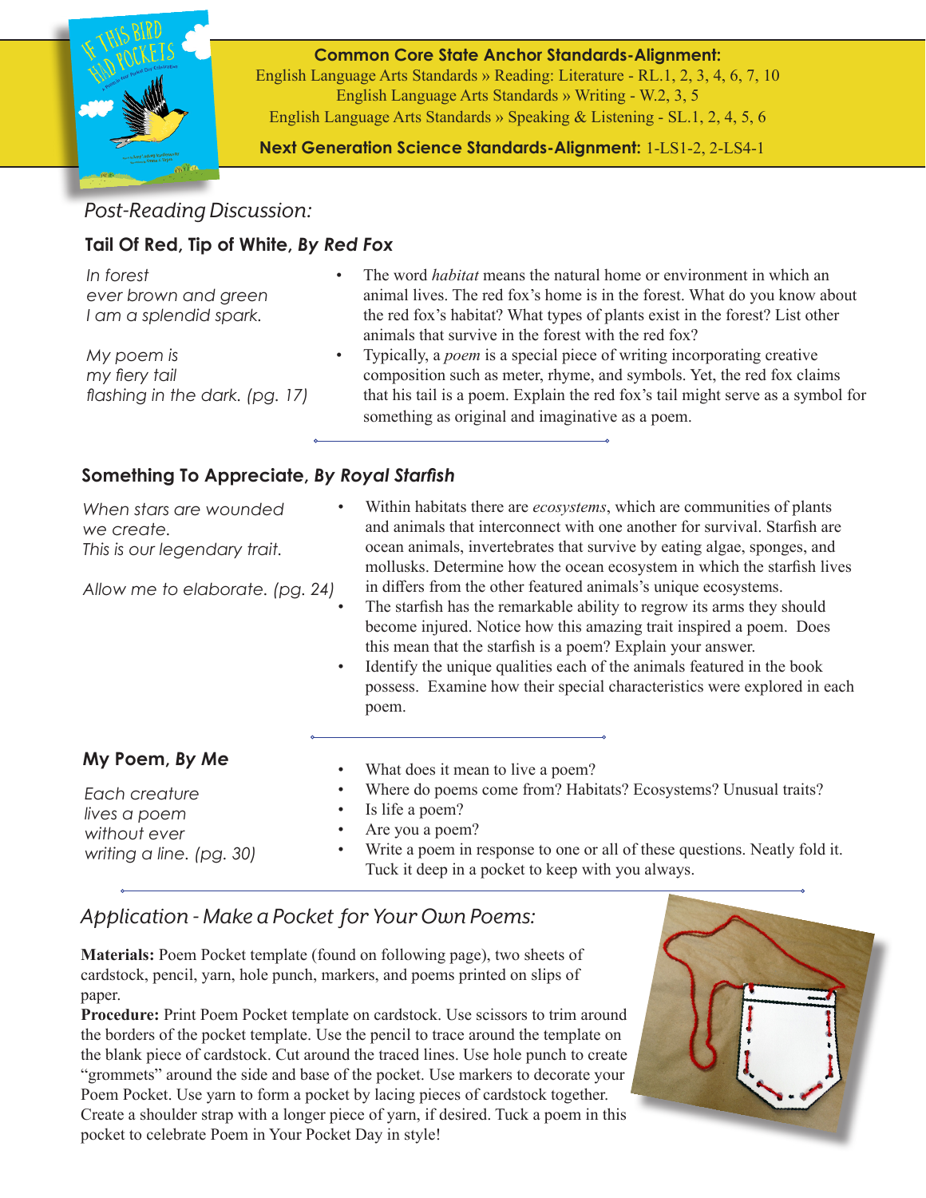**Common Core State Anchor Standards-Alignment:**
English Language Arts Standards » Reading: Literature - RL.1, 2, 3, 4, 6, 7, 10
English Language Arts Standards » Writing - W.2, 3, 5
English Language Arts Standards » Speaking & Listening - SL.1, 2, 4, 5, 6

**Next Generation Science Standards-Alignment:** 1-LS1-2, 2-LS4-1

## *Post-Reading Discussion:*

### Tail Of Red, Tip of White, *By Red Fox*

*In forest*
*ever brown and green*
*I am a splendid spark.*

*My poem is*
*my fiery tail*
*flashing in the dark. (pg. 17)*

- The word *habitat* means the natural home or environment in which an animal lives. The red fox's home is in the forest. What do you know about the red fox's habitat? What types of plants exist in the forest? List other animals that survive in the forest with the red fox?
- Typically, a *poem* is a special piece of writing incorporating creative composition such as meter, rhyme, and symbols. Yet, the red fox claims that his tail is a poem. Explain the red fox's tail might serve as a symbol for something as original and imaginative as a poem.

### Something To Appreciate, *By Royal Starfish*

*When stars are wounded*
*we create.*
*This is our legendary trait.*

*Allow me to elaborate. (pg. 24)*

- Within habitats there are *ecosystems*, which are communities of plants and animals that interconnect with one another for survival. Starfish are ocean animals, invertebrates that survive by eating algae, sponges, and mollusks. Determine how the ocean ecosystem in which the starfish lives in differs from the other featured animals's unique ecosystems.
- The starfish has the remarkable ability to regrow its arms they should become injured. Notice how this amazing trait inspired a poem. Does this mean that the starfish is a poem? Explain your answer.
- Identify the unique qualities each of the animals featured in the book possess. Examine how their special characteristics were explored in each poem.

### My Poem, *By Me*

*Each creature*
*lives a poem*
*without ever*
*writing a line. (pg. 30)*

- What does it mean to live a poem?
- Where do poems come from? Habitats? Ecosystems? Unusual traits?
- Is life a poem?
- Are you a poem?
- Write a poem in response to one or all of these questions. Neatly fold it. Tuck it deep in a pocket to keep with you always.

## *Application - Make a Pocket for Your Own Poems:*

**Materials:** Poem Pocket template (found on following page), two sheets of cardstock, pencil, yarn, hole punch, markers, and poems printed on slips of paper.

**Procedure:** Print Poem Pocket template on cardstock. Use scissors to trim around the borders of the pocket template. Use the pencil to trace around the template on the blank piece of cardstock. Cut around the traced lines. Use hole punch to create "grommets" around the side and base of the pocket. Use markers to decorate your Poem Pocket. Use yarn to form a pocket by lacing pieces of cardstock together. Create a shoulder strap with a longer piece of yarn, if desired. Tuck a poem in this pocket to celebrate Poem in Your Pocket Day in style!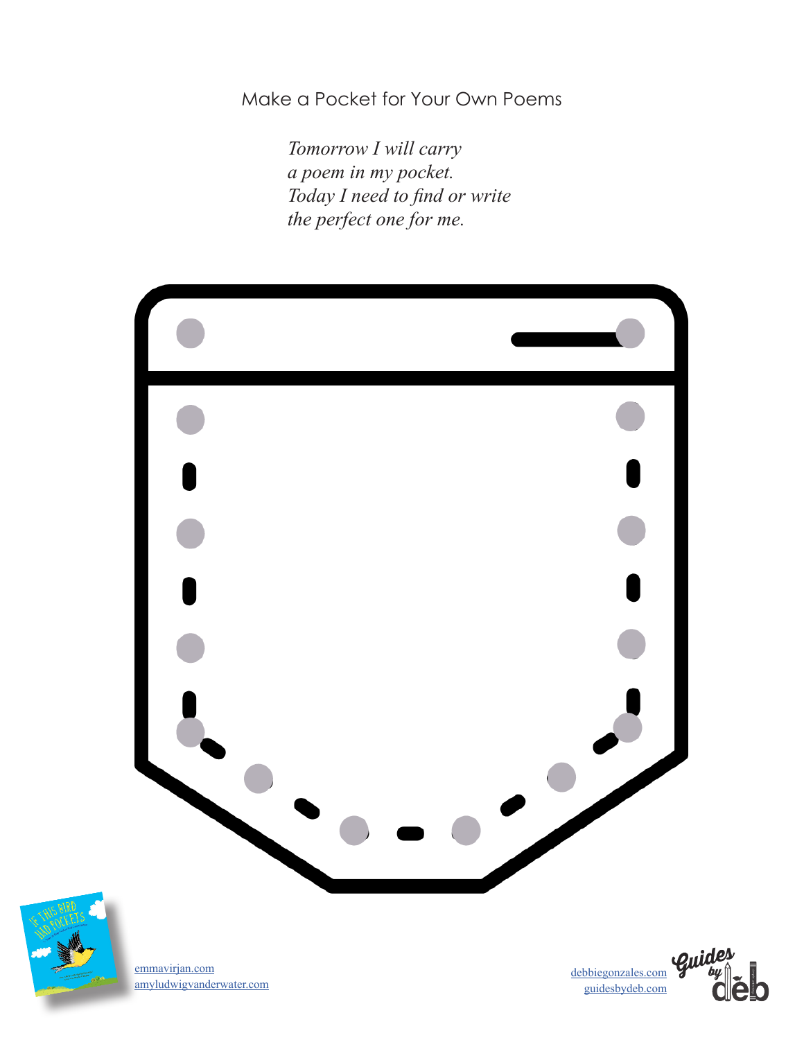# Make a Pocket for Your Own Poems

*Tomorrow I will carry*
*a poem in my pocket.*
*Today I need to find or write*
*the perfect one for me.*

emmavirjan.com
amyludwigvanderwater.com

debbiegonzales.com
guidesbydeb.com